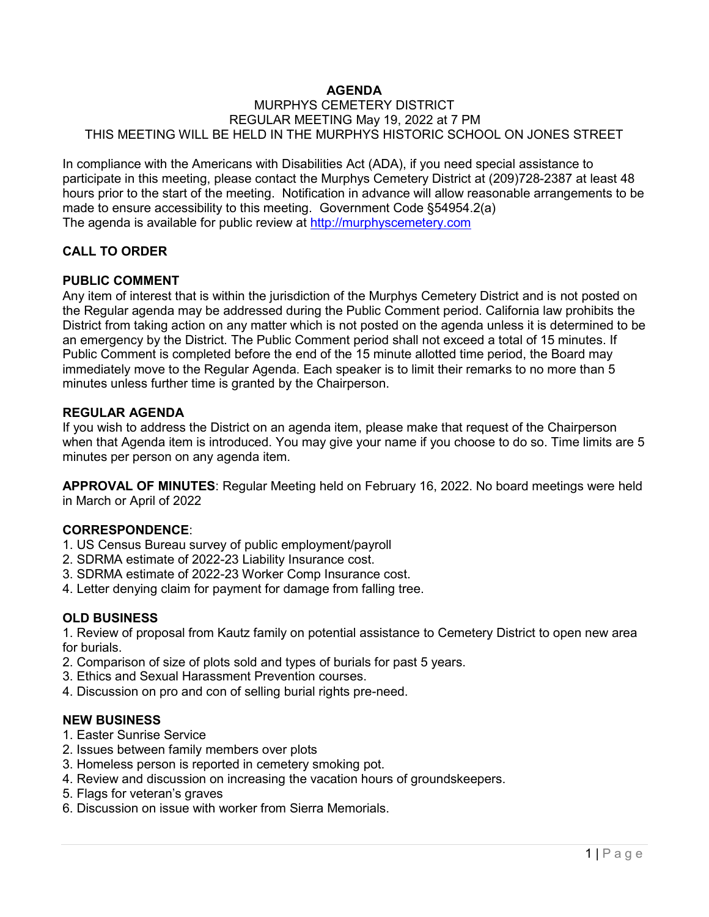# AGENDA

MURPHYS CEMETERY DISTRICT
REGULAR MEETING May 19, 2022 at 7 PM
THIS MEETING WILL BE HELD IN THE MURPHYS HISTORIC SCHOOL ON JONES STREET

In compliance with the Americans with Disabilities Act (ADA), if you need special assistance to participate in this meeting, please contact the Murphys Cemetery District at (209)728-2387 at least 48 hours prior to the start of the meeting. Notification in advance will allow reasonable arrangements to be made to ensure accessibility to this meeting. Government Code §54954.2(a)
The agenda is available for public review at http://murphyscemetery.com

**CALL TO ORDER**

**PUBLIC COMMENT**
Any item of interest that is within the jurisdiction of the Murphys Cemetery District and is not posted on the Regular agenda may be addressed during the Public Comment period. California law prohibits the District from taking action on any matter which is not posted on the agenda unless it is determined to be an emergency by the District. The Public Comment period shall not exceed a total of 15 minutes. If Public Comment is completed before the end of the 15 minute allotted time period, the Board may immediately move to the Regular Agenda. Each speaker is to limit their remarks to no more than 5 minutes unless further time is granted by the Chairperson.

**REGULAR AGENDA**
If you wish to address the District on an agenda item, please make that request of the Chairperson when that Agenda item is introduced. You may give your name if you choose to do so. Time limits are 5 minutes per person on any agenda item.

**APPROVAL OF MINUTES**: Regular Meeting held on February 16, 2022. No board meetings were held in March or April of 2022

**CORRESPONDENCE**:
1. US Census Bureau survey of public employment/payroll
2. SDRMA estimate of 2022-23 Liability Insurance cost.
3. SDRMA estimate of 2022-23 Worker Comp Insurance cost.
4. Letter denying claim for payment for damage from falling tree.

**OLD BUSINESS**
1. Review of proposal from Kautz family on potential assistance to Cemetery District to open new area for burials.
2. Comparison of size of plots sold and types of burials for past 5 years.
3. Ethics and Sexual Harassment Prevention courses.
4. Discussion on pro and con of selling burial rights pre-need.

**NEW BUSINESS**
1. Easter Sunrise Service
2. Issues between family members over plots
3. Homeless person is reported in cemetery smoking pot.
4. Review and discussion on increasing the vacation hours of groundskeepers.
5. Flags for veteran's graves
6. Discussion on issue with worker from Sierra Memorials.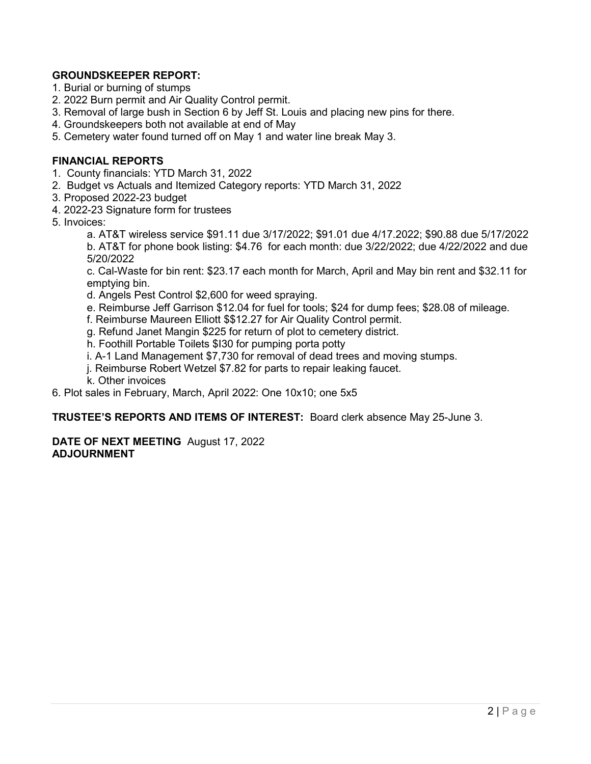**GROUNDSKEEPER REPORT:**

1. Burial or burning of stumps
2. 2022 Burn permit and Air Quality Control permit.
3. Removal of large bush in Section 6 by Jeff St. Louis and placing new pins for there.
4. Groundskeepers both not available at end of May
5. Cemetery water found turned off on May 1 and water line break May 3.

**FINANCIAL REPORTS**

1. County financials: YTD March 31, 2022
2. Budget vs Actuals and Itemized Category reports: YTD March 31, 2022
3. Proposed 2022-23 budget
4. 2022-23 Signature form for trustees
5. Invoices:
   a. AT&T wireless service $91.11 due 3/17/2022; $91.01 due 4/17.2022; $90.88 due 5/17/2022
   b. AT&T for phone book listing: $4.76 for each month: due 3/22/2022; due 4/22/2022 and due 5/20/2022
   c. Cal-Waste for bin rent: $23.17 each month for March, April and May bin rent and $32.11 for emptying bin.
   d. Angels Pest Control $2,600 for weed spraying.
   e. Reimburse Jeff Garrison $12.04 for fuel for tools; $24 for dump fees; $28.08 of mileage.
   f. Reimburse Maureen Elliott $$12.27 for Air Quality Control permit.
   g. Refund Janet Mangin $225 for return of plot to cemetery district.
   h. Foothill Portable Toilets $I30 for pumping porta potty
   i. A-1 Land Management $7,730 for removal of dead trees and moving stumps.
   j. Reimburse Robert Wetzel $7.82 for parts to repair leaking faucet.
   k. Other invoices
6. Plot sales in February, March, April 2022: One 10x10; one 5x5

**TRUSTEE'S REPORTS AND ITEMS OF INTEREST:** Board clerk absence May 25-June 3.

**DATE OF NEXT MEETING** August 17, 2022
**ADJOURNMENT**